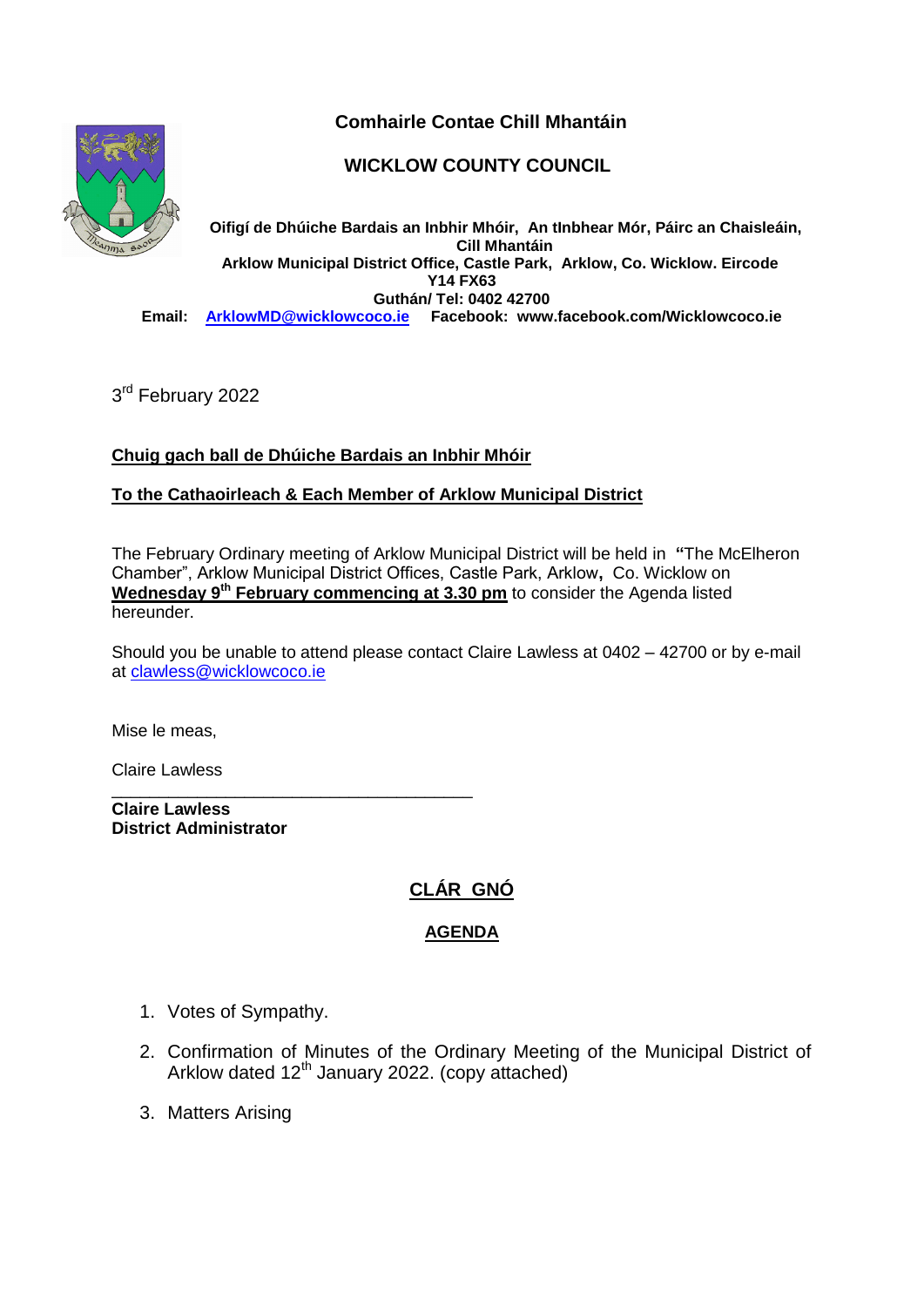**Comhairle Contae Chill Mhantáin**

**WICKLOW COUNTY COUNCIL**

**Oifigí de Dhúiche Bardais an Inbhir Mhóir, An tInbhear Mór, Páirc an Chaisleáin, Cill Mhantáin**
**Arklow Municipal District Office, Castle Park, Arklow, Co. Wicklow. Eircode Y14 FX63**
**Guthán/ Tel: 0402 42700**
**Email: ArklowMD@wicklowcoco.ie Facebook: www.facebook.com/Wicklowcoco.ie**

3rd February 2022

**Chuig gach ball de Dhúiche Bardais an Inbhir Mhóir**

**To the Cathaoirleach & Each Member of Arklow Municipal District**

The February Ordinary meeting of Arklow Municipal District will be held in **"**The McElheron Chamber", Arklow Municipal District Offices, Castle Park, Arklow**,** Co. Wicklow on **Wednesday 9th February commencing at 3.30 pm** to consider the Agenda listed hereunder.

Should you be unable to attend please contact Claire Lawless at 0402 – 42700 or by e-mail at clawless@wicklowcoco.ie

Mise le meas,

Claire Lawless

**Claire Lawless**
**District Administrator**

## CLÁR GNÓ

## AGENDA

1. Votes of Sympathy.
2. Confirmation of Minutes of the Ordinary Meeting of the Municipal District of Arklow dated 12th January 2022. (copy attached)
3. Matters Arising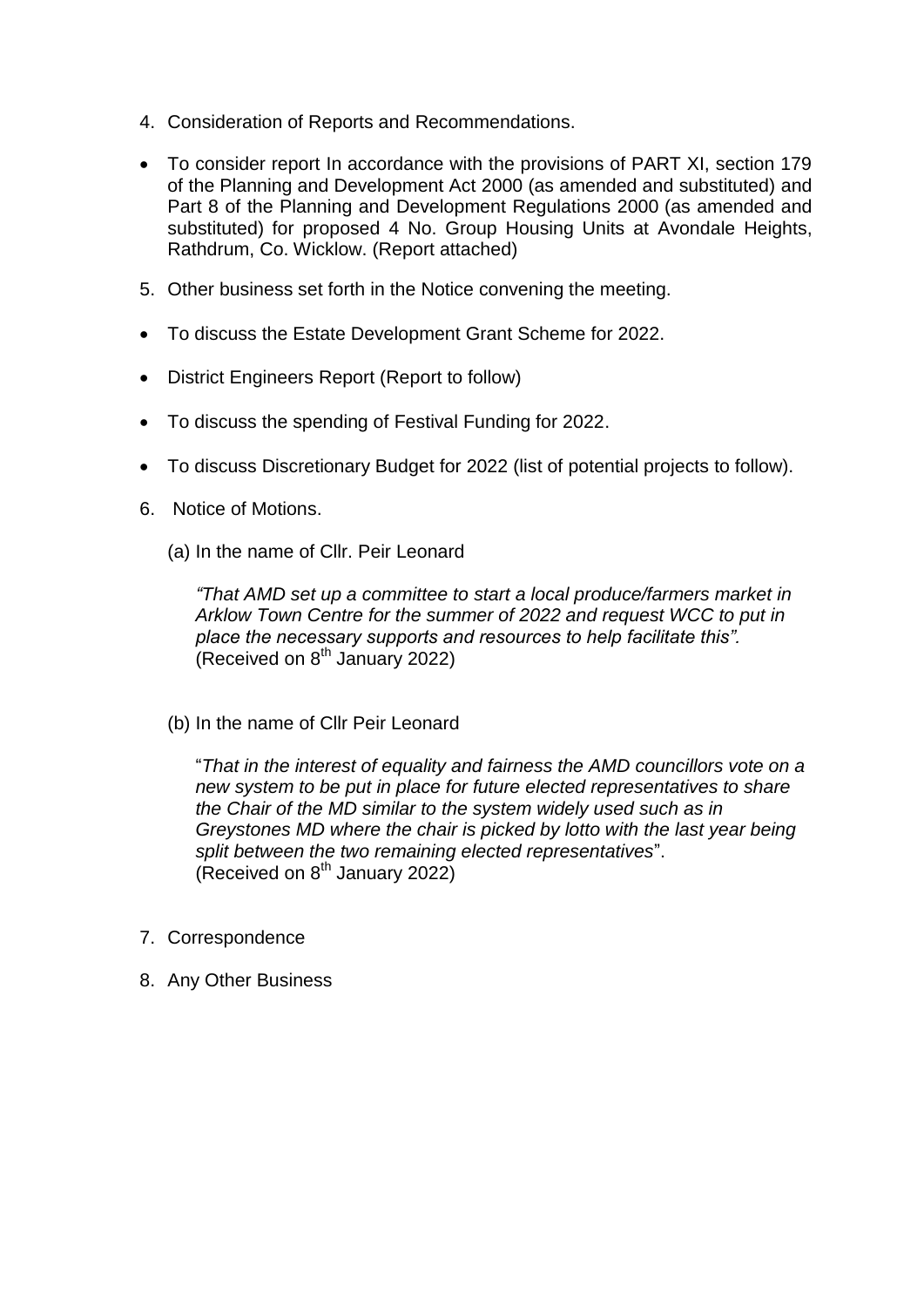4. Consideration of Reports and Recommendations.

- To consider report In accordance with the provisions of PART XI, section 179 of the Planning and Development Act 2000 (as amended and substituted) and Part 8 of the Planning and Development Regulations 2000 (as amended and substituted) for proposed 4 No. Group Housing Units at Avondale Heights, Rathdrum, Co. Wicklow. (Report attached)

5. Other business set forth in the Notice convening the meeting.

- To discuss the Estate Development Grant Scheme for 2022.
- District Engineers Report (Report to follow)
- To discuss the spending of Festival Funding for 2022.
- To discuss Discretionary Budget for 2022 (list of potential projects to follow).

6. Notice of Motions.

   (a) In the name of Cllr. Peir Leonard

   *"That AMD set up a committee to start a local produce/farmers market in Arklow Town Centre for the summer of 2022 and request WCC to put in place the necessary supports and resources to help facilitate this".*
   (Received on 8th January 2022)

   (b) In the name of Cllr Peir Leonard

   "*That in the interest of equality and fairness the AMD councillors vote on a new system to be put in place for future elected representatives to share the Chair of the MD similar to the system widely used such as in Greystones MD where the chair is picked by lotto with the last year being split between the two remaining elected representatives*".
   (Received on 8th January 2022)

7. Correspondence

8. Any Other Business